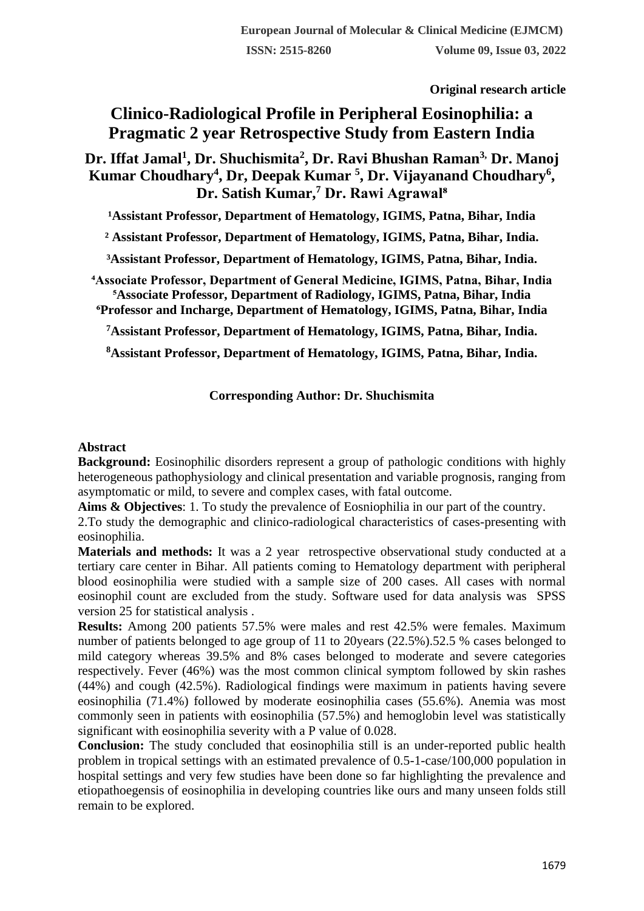**Original research article**

# Clinico-Radiological Profile in Peripheral Eosinophilia: a Pragmatic 2 year Retrospective Study from Eastern India

**Dr. Iffat Jamal[1], Dr. Shuchismita[2], Dr. Ravi Bhushan Raman[3], Dr. Manoj Kumar Choudhary[4], Dr, Deepak Kumar [5], Dr. Vijayanand Choudhary[6], Dr. Satish Kumar,[7] Dr. Rawi Agrawal[8]**

[1]Assistant Professor, Department of Hematology, IGIMS, Patna, Bihar, India

[2] Assistant Professor, Department of Hematology, IGIMS, Patna, Bihar, India.

[3]Assistant Professor, Department of Hematology, IGIMS, Patna, Bihar, India.

[4]Associate Professor, Department of General Medicine, IGIMS, Patna, Bihar, India

[5]Associate Professor, Department of Radiology, IGIMS, Patna, Bihar, India

[6]Professor and Incharge, Department of Hematology, IGIMS, Patna, Bihar, India

[7]Assistant Professor, Department of Hematology, IGIMS, Patna, Bihar, India.

[8]Assistant Professor, Department of Hematology, IGIMS, Patna, Bihar, India.

**Corresponding Author: Dr. Shuchismita**

## Abstract

**Background:** Eosinophilic disorders represent a group of pathologic conditions with highly heterogeneous pathophysiology and clinical presentation and variable prognosis, ranging from asymptomatic or mild, to severe and complex cases, with fatal outcome.

**Aims & Objectives**: 1. To study the prevalence of Eosniophilia in our part of the country.

2.To study the demographic and clinico-radiological characteristics of cases-presenting with eosinophilia.

**Materials and methods:** It was a 2 year retrospective observational study conducted at a tertiary care center in Bihar. All patients coming to Hematology department with peripheral blood eosinophilia were studied with a sample size of 200 cases. All cases with normal eosinophil count are excluded from the study. Software used for data analysis was SPSS version 25 for statistical analysis .

**Results:** Among 200 patients 57.5% were males and rest 42.5% were females. Maximum number of patients belonged to age group of 11 to 20years (22.5%).52.5 % cases belonged to mild category whereas 39.5% and 8% cases belonged to moderate and severe categories respectively. Fever (46%) was the most common clinical symptom followed by skin rashes (44%) and cough (42.5%). Radiological findings were maximum in patients having severe eosinophilia (71.4%) followed by moderate eosinophilia cases (55.6%). Anemia was most commonly seen in patients with eosinophilia (57.5%) and hemoglobin level was statistically significant with eosinophilia severity with a P value of 0.028.

**Conclusion:** The study concluded that eosinophilia still is an under-reported public health problem in tropical settings with an estimated prevalence of 0.5-1-case/100,000 population in hospital settings and very few studies have been done so far highlighting the prevalence and etiopathoegensis of eosinophilia in developing countries like ours and many unseen folds still remain to be explored.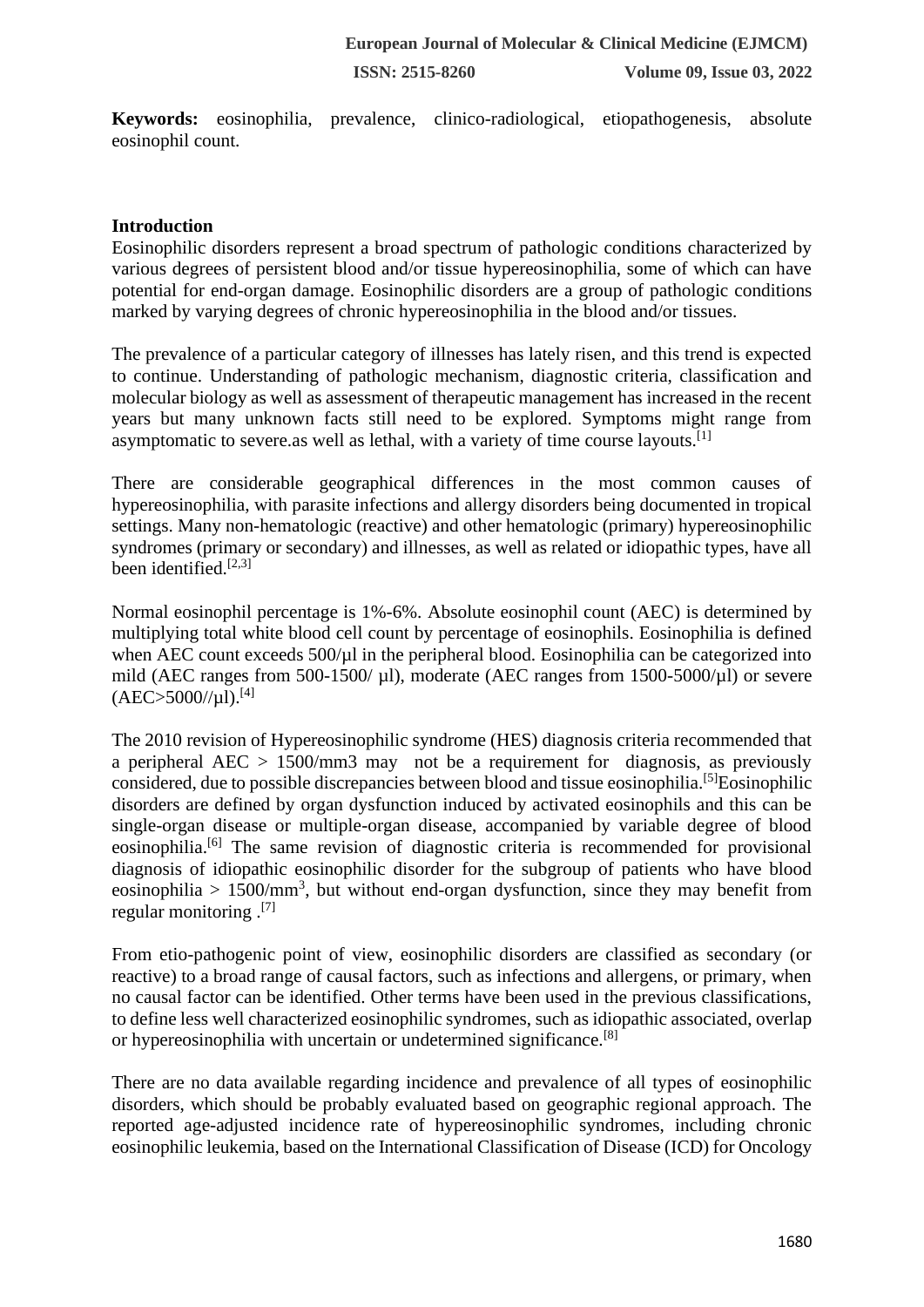**Keywords:** eosinophilia, prevalence, clinico-radiological, etiopathogenesis, absolute eosinophil count.

## Introduction

Eosinophilic disorders represent a broad spectrum of pathologic conditions characterized by various degrees of persistent blood and/or tissue hypereosinophilia, some of which can have potential for end-organ damage. Eosinophilic disorders are a group of pathologic conditions marked by varying degrees of chronic hypereosinophilia in the blood and/or tissues.

The prevalence of a particular category of illnesses has lately risen, and this trend is expected to continue. Understanding of pathologic mechanism, diagnostic criteria, classification and molecular biology as well as assessment of therapeutic management has increased in the recent years but many unknown facts still need to be explored. Symptoms might range from asymptomatic to severe.as well as lethal, with a variety of time course layouts.[1]

There are considerable geographical differences in the most common causes of hypereosinophilia, with parasite infections and allergy disorders being documented in tropical settings. Many non-hematologic (reactive) and other hematologic (primary) hypereosinophilic syndromes (primary or secondary) and illnesses, as well as related or idiopathic types, have all been identified.[2,3]

Normal eosinophil percentage is 1%-6%. Absolute eosinophil count (AEC) is determined by multiplying total white blood cell count by percentage of eosinophils. Eosinophilia is defined when AEC count exceeds 500/µl in the peripheral blood. Eosinophilia can be categorized into mild (AEC ranges from 500-1500/ µl), moderate (AEC ranges from 1500-5000/µl) or severe (AEC>5000//µl).[4]

The 2010 revision of Hypereosinophilic syndrome (HES) diagnosis criteria recommended that a peripheral AEC > 1500/mm3 may not be a requirement for diagnosis, as previously considered, due to possible discrepancies between blood and tissue eosinophilia.[5]Eosinophilic disorders are defined by organ dysfunction induced by activated eosinophils and this can be single-organ disease or multiple-organ disease, accompanied by variable degree of blood eosinophilia.[6] The same revision of diagnostic criteria is recommended for provisional diagnosis of idiopathic eosinophilic disorder for the subgroup of patients who have blood eosinophilia > 1500/$mm^3$, but without end-organ dysfunction, since they may benefit from regular monitoring .[7]

From etio-pathogenic point of view, eosinophilic disorders are classified as secondary (or reactive) to a broad range of causal factors, such as infections and allergens, or primary, when no causal factor can be identified. Other terms have been used in the previous classifications, to define less well characterized eosinophilic syndromes, such as idiopathic associated, overlap or hypereosinophilia with uncertain or undetermined significance.[8]

There are no data available regarding incidence and prevalence of all types of eosinophilic disorders, which should be probably evaluated based on geographic regional approach. The reported age-adjusted incidence rate of hypereosinophilic syndromes, including chronic eosinophilic leukemia, based on the International Classification of Disease (ICD) for Oncology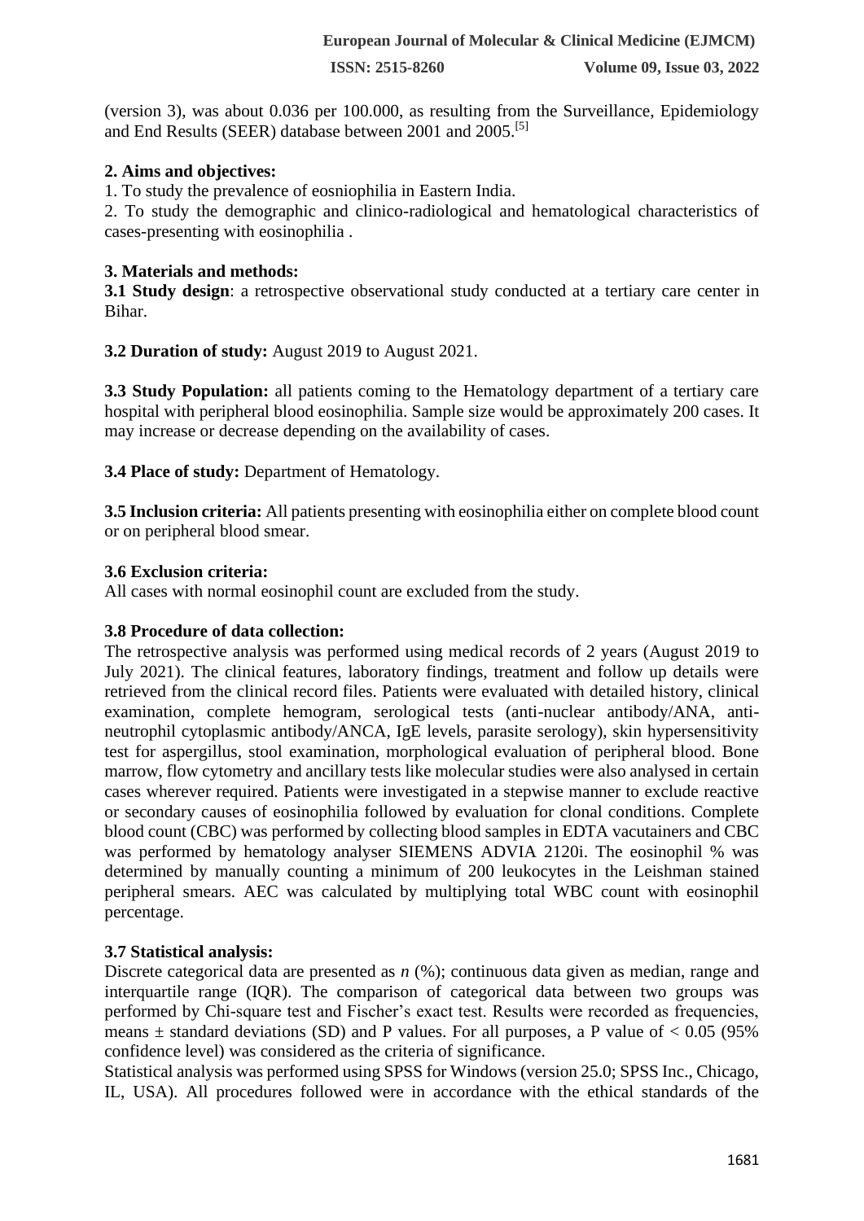(version 3), was about 0.036 per 100.000, as resulting from the Surveillance, Epidemiology and End Results (SEER) database between 2001 and 2005.[5]

**2. Aims and objectives:**

1. To study the prevalence of eosniophilia in Eastern India.
2. To study the demographic and clinico-radiological and hematological characteristics of cases-presenting with eosinophilia .

**3. Materials and methods:**

**3.1 Study design**: a retrospective observational study conducted at a tertiary care center in Bihar.

**3.2 Duration of study:** August 2019 to August 2021.

**3.3 Study Population:** all patients coming to the Hematology department of a tertiary care hospital with peripheral blood eosinophilia. Sample size would be approximately 200 cases. It may increase or decrease depending on the availability of cases.

**3.4 Place of study:** Department of Hematology.

**3.5 Inclusion criteria:** All patients presenting with eosinophilia either on complete blood count or on peripheral blood smear.

**3.6 Exclusion criteria:**

All cases with normal eosinophil count are excluded from the study.

**3.8 Procedure of data collection:**

The retrospective analysis was performed using medical records of 2 years (August 2019 to July 2021). The clinical features, laboratory findings, treatment and follow up details were retrieved from the clinical record files. Patients were evaluated with detailed history, clinical examination, complete hemogram, serological tests (anti-nuclear antibody/ANA, anti-neutrophil cytoplasmic antibody/ANCA, IgE levels, parasite serology), skin hypersensitivity test for aspergillus, stool examination, morphological evaluation of peripheral blood. Bone marrow, flow cytometry and ancillary tests like molecular studies were also analysed in certain cases wherever required. Patients were investigated in a stepwise manner to exclude reactive or secondary causes of eosinophilia followed by evaluation for clonal conditions. Complete blood count (CBC) was performed by collecting blood samples in EDTA vacutainers and CBC was performed by hematology analyser SIEMENS ADVIA 2120i. The eosinophil % was determined by manually counting a minimum of 200 leukocytes in the Leishman stained peripheral smears. AEC was calculated by multiplying total WBC count with eosinophil percentage.

**3.7 Statistical analysis:**

Discrete categorical data are presented as *n* (%); continuous data given as median, range and interquartile range (IQR). The comparison of categorical data between two groups was performed by Chi-square test and Fischer's exact test. Results were recorded as frequencies, means ± standard deviations (SD) and P values. For all purposes, a P value of < 0.05 (95% confidence level) was considered as the criteria of significance.

Statistical analysis was performed using SPSS for Windows (version 25.0; SPSS Inc., Chicago, IL, USA). All procedures followed were in accordance with the ethical standards of the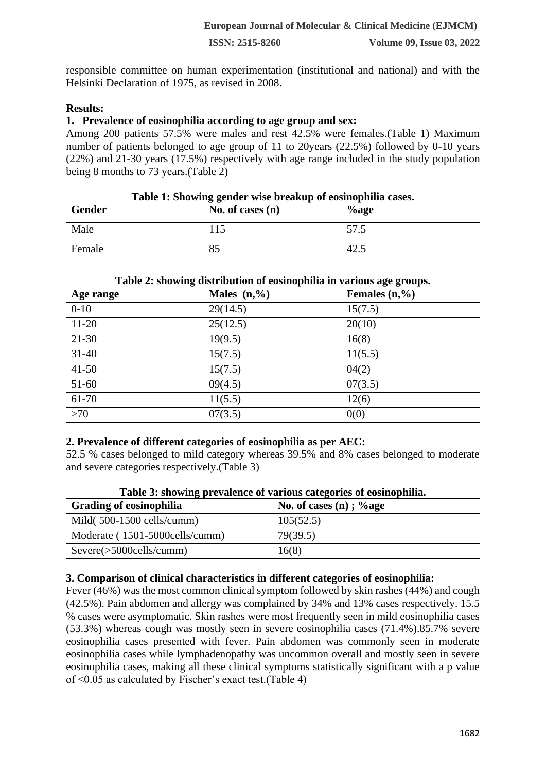responsible committee on human experimentation (institutional and national) and with the Helsinki Declaration of 1975, as revised in 2008.

**Results:**

**1. Prevalence of eosinophilia according to age group and sex:**

Among 200 patients 57.5% were males and rest 42.5% were females.(Table 1) Maximum number of patients belonged to age group of 11 to 20years (22.5%) followed by 0-10 years (22%) and 21-30 years (17.5%) respectively with age range included in the study population being 8 months to 73 years.(Table 2)

**Table 1: Showing gender wise breakup of eosinophilia cases.**

| Gender | No. of cases (n) | %age |
|---|---|---|
| Male | 115 | 57.5 |
| Female | 85 | 42.5 |

**Table 2: showing distribution of eosinophilia in various age groups.**

| Age range | Males (n,%) | Females (n,%) |
|---|---|---|
| 0-10 | 29(14.5) | 15(7.5) |
| 11-20 | 25(12.5) | 20(10) |
| 21-30 | 19(9.5) | 16(8) |
| 31-40 | 15(7.5) | 11(5.5) |
| 41-50 | 15(7.5) | 04(2) |
| 51-60 | 09(4.5) | 07(3.5) |
| 61-70 | 11(5.5) | 12(6) |
| >70 | 07(3.5) | 0(0) |

**2. Prevalence of different categories of eosinophilia as per AEC:**

52.5 % cases belonged to mild category whereas 39.5% and 8% cases belonged to moderate and severe categories respectively.(Table 3)

**Table 3: showing prevalence of various categories of eosinophilia.**

| Grading of eosinophilia | No. of cases (n) ; %age |
|---|---|
| Mild( 500-1500 cells/cumm) | 105(52.5) |
| Moderate ( 1501-5000cells/cumm) | 79(39.5) |
| Severe(>5000cells/cumm) | 16(8) |

**3. Comparison of clinical characteristics in different categories of eosinophilia:**

Fever (46%) was the most common clinical symptom followed by skin rashes (44%) and cough (42.5%). Pain abdomen and allergy was complained by 34% and 13% cases respectively. 15.5 % cases were asymptomatic. Skin rashes were most frequently seen in mild eosinophilia cases (53.3%) whereas cough was mostly seen in severe eosinophilia cases (71.4%).85.7% severe eosinophilia cases presented with fever. Pain abdomen was commonly seen in moderate eosinophilia cases while lymphadenopathy was uncommon overall and mostly seen in severe eosinophilia cases, making all these clinical symptoms statistically significant with a p value of $<0.05$ as calculated by Fischer's exact test.(Table 4)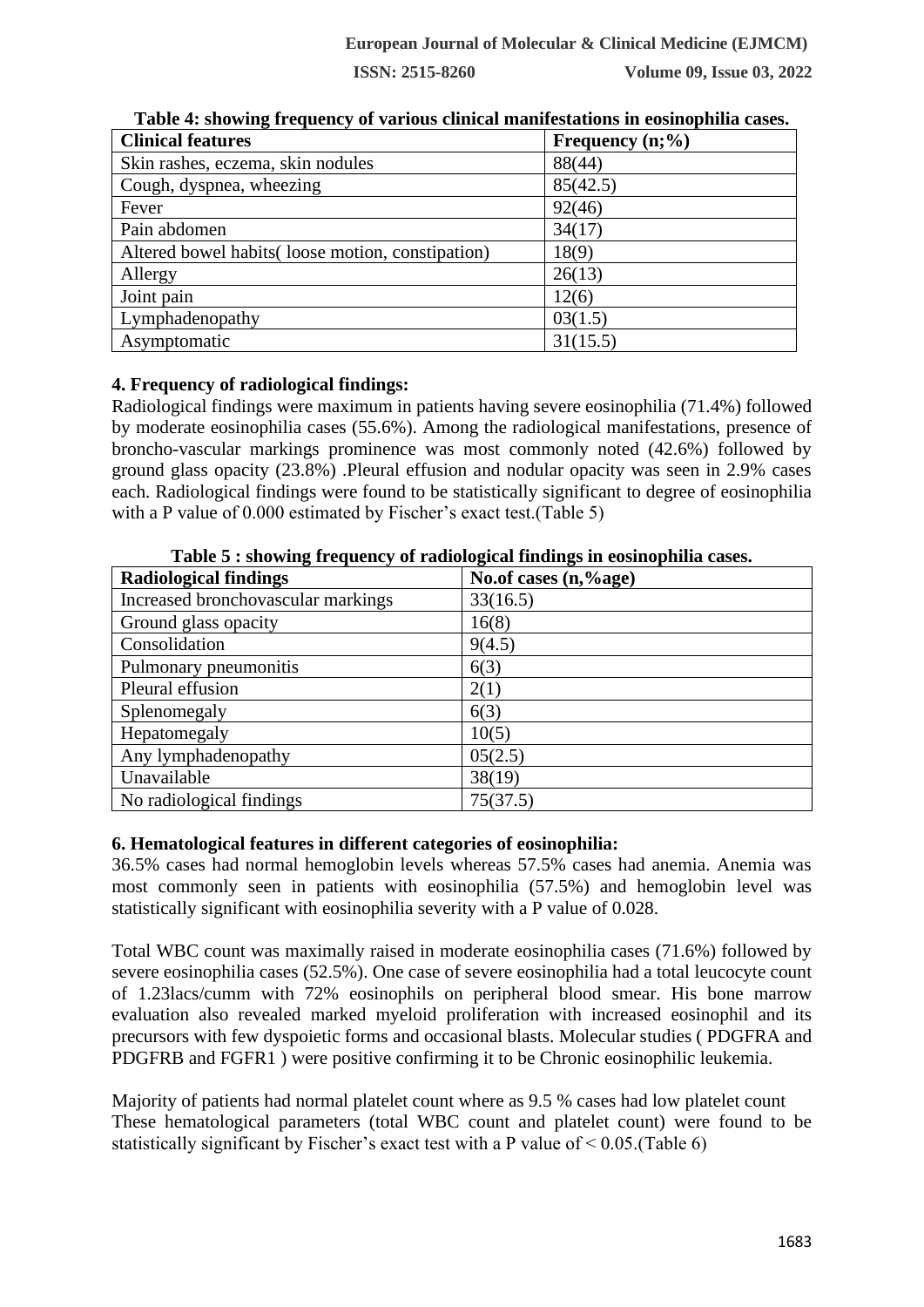**Table 4: showing frequency of various clinical manifestations in eosinophilia cases.**

| Clinical features | Frequency (n;%) |
| --- | --- |
| Skin rashes, eczema, skin nodules | 88(44) |
| Cough, dyspnea, wheezing | 85(42.5) |
| Fever | 92(46) |
| Pain abdomen | 34(17) |
| Altered bowel habits( loose motion, constipation) | 18(9) |
| Allergy | 26(13) |
| Joint pain | 12(6) |
| Lymphadenopathy | 03(1.5) |
| Asymptomatic | 31(15.5) |

### 4. Frequency of radiological findings:

Radiological findings were maximum in patients having severe eosinophilia (71.4%) followed by moderate eosinophilia cases (55.6%). Among the radiological manifestations, presence of broncho-vascular markings prominence was most commonly noted (42.6%) followed by ground glass opacity (23.8%) .Pleural effusion and nodular opacity was seen in 2.9% cases each. Radiological findings were found to be statistically significant to degree of eosinophilia with a P value of 0.000 estimated by Fischer's exact test.(Table 5)

**Table 5 : showing frequency of radiological findings in eosinophilia cases.**

| Radiological findings | No.of cases (n,%age) |
| --- | --- |
| Increased bronchovascular markings | 33(16.5) |
| Ground glass opacity | 16(8) |
| Consolidation | 9(4.5) |
| Pulmonary pneumonitis | 6(3) |
| Pleural effusion | 2(1) |
| Splenomegaly | 6(3) |
| Hepatomegaly | 10(5) |
| Any lymphadenopathy | 05(2.5) |
| Unavailable | 38(19) |
| No radiological findings | 75(37.5) |

### 6. Hematological features in different categories of eosinophilia:

36.5% cases had normal hemoglobin levels whereas 57.5% cases had anemia. Anemia was most commonly seen in patients with eosinophilia (57.5%) and hemoglobin level was statistically significant with eosinophilia severity with a P value of 0.028.

Total WBC count was maximally raised in moderate eosinophilia cases (71.6%) followed by severe eosinophilia cases (52.5%). One case of severe eosinophilia had a total leucocyte count of 1.23lacs/cumm with 72% eosinophils on peripheral blood smear. His bone marrow evaluation also revealed marked myeloid proliferation with increased eosinophil and its precursors with few dyspoietic forms and occasional blasts. Molecular studies ( PDGFRA and PDGFRB and FGFR1 ) were positive confirming it to be Chronic eosinophilic leukemia.

Majority of patients had normal platelet count where as 9.5 % cases had low platelet count These hematological parameters (total WBC count and platelet count) were found to be statistically significant by Fischer's exact test with a P value of $< 0.05$.(Table 6)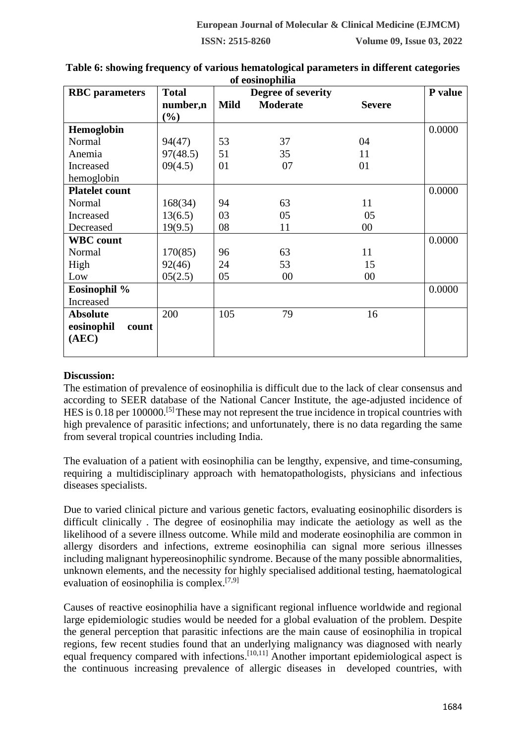**Table 6: showing frequency of various hematological parameters in different categories of eosinophilia**

| RBC parameters | Total number,n (%) | Degree of severity | | | P value |
|---|---|---|---|---|---|
| | | Mild | Moderate | Severe | |
| **Hemoglobin** | | | | | 0.0000 |
| Normal | 94(47) | 53 | 37 | 04 | |
| Anemia | 97(48.5) | 51 | 35 | 11 | |
| Increased hemoglobin | 09(4.5) | 01 | 07 | 01 | |
| **Platelet count** | | | | | 0.0000 |
| Normal | 168(34) | 94 | 63 | 11 | |
| Increased | 13(6.5) | 03 | 05 | 05 | |
| Decreased | 19(9.5) | 08 | 11 | 00 | |
| **WBC count** | | | | | 0.0000 |
| Normal | 170(85) | 96 | 63 | 11 | |
| High | 92(46) | 24 | 53 | 15 | |
| Low | 05(2.5) | 05 | 00 | 00 | |
| **Eosinophil %** | | | | | 0.0000 |
| Increased | | | | | |
| **Absolute eosinophil count (AEC)** | 200 | 105 | 79 | 16 | |

**Discussion:**

The estimation of prevalence of eosinophilia is difficult due to the lack of clear consensus and according to SEER database of the National Cancer Institute, the age-adjusted incidence of HES is 0.18 per 100000.[5] These may not represent the true incidence in tropical countries with high prevalence of parasitic infections; and unfortunately, there is no data regarding the same from several tropical countries including India.

The evaluation of a patient with eosinophilia can be lengthy, expensive, and time-consuming, requiring a multidisciplinary approach with hematopathologists, physicians and infectious diseases specialists.

Due to varied clinical picture and various genetic factors, evaluating eosinophilic disorders is difficult clinically . The degree of eosinophilia may indicate the aetiology as well as the likelihood of a severe illness outcome. While mild and moderate eosinophilia are common in allergy disorders and infections, extreme eosinophilia can signal more serious illnesses including malignant hypereosinophilic syndrome. Because of the many possible abnormalities, unknown elements, and the necessity for highly specialised additional testing, haematological evaluation of eosinophilia is complex.[7,9]

Causes of reactive eosinophilia have a significant regional influence worldwide and regional large epidemiologic studies would be needed for a global evaluation of the problem. Despite the general perception that parasitic infections are the main cause of eosinophilia in tropical regions, few recent studies found that an underlying malignancy was diagnosed with nearly equal frequency compared with infections.[10,11] Another important epidemiological aspect is the continuous increasing prevalence of allergic diseases in developed countries, with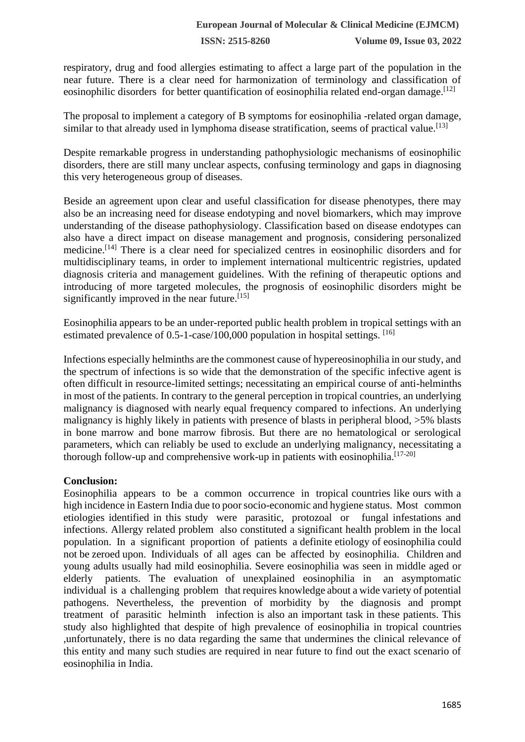respiratory, drug and food allergies estimating to affect a large part of the population in the near future. There is a clear need for harmonization of terminology and classification of eosinophilic disorders for better quantification of eosinophilia related end-organ damage.[12]

The proposal to implement a category of B symptoms for eosinophilia -related organ damage, similar to that already used in lymphoma disease stratification, seems of practical value.[13]

Despite remarkable progress in understanding pathophysiologic mechanisms of eosinophilic disorders, there are still many unclear aspects, confusing terminology and gaps in diagnosing this very heterogeneous group of diseases.

Beside an agreement upon clear and useful classification for disease phenotypes, there may also be an increasing need for disease endotyping and novel biomarkers, which may improve understanding of the disease pathophysiology. Classification based on disease endotypes can also have a direct impact on disease management and prognosis, considering personalized medicine.[14] There is a clear need for specialized centres in eosinophilic disorders and for multidisciplinary teams, in order to implement international multicentric registries, updated diagnosis criteria and management guidelines. With the refining of therapeutic options and introducing of more targeted molecules, the prognosis of eosinophilic disorders might be significantly improved in the near future.[15]

Eosinophilia appears to be an under-reported public health problem in tropical settings with an estimated prevalence of 0.5-1-case/100,000 population in hospital settings. [16]

Infections especially helminths are the commonest cause of hypereosinophilia in our study, and the spectrum of infections is so wide that the demonstration of the specific infective agent is often difficult in resource-limited settings; necessitating an empirical course of anti-helminths in most of the patients. In contrary to the general perception in tropical countries, an underlying malignancy is diagnosed with nearly equal frequency compared to infections. An underlying malignancy is highly likely in patients with presence of blasts in peripheral blood, >5% blasts in bone marrow and bone marrow fibrosis. But there are no hematological or serological parameters, which can reliably be used to exclude an underlying malignancy, necessitating a thorough follow-up and comprehensive work-up in patients with eosinophilia.[17-20]

**Conclusion:**

Eosinophilia appears to be a common occurrence in tropical countries like ours with a high incidence in Eastern India due to poor socio-economic and hygiene status. Most common etiologies identified in this study were parasitic, protozoal or fungal infestations and infections. Allergy related problem also constituted a significant health problem in the local population. In a significant proportion of patients a definite etiology of eosinophilia could not be zeroed upon. Individuals of all ages can be affected by eosinophilia. Children and young adults usually had mild eosinophilia. Severe eosinophilia was seen in middle aged or elderly patients. The evaluation of unexplained eosinophilia in an asymptomatic individual is a challenging problem that requires knowledge about a wide variety of potential pathogens. Nevertheless, the prevention of morbidity by the diagnosis and prompt treatment of parasitic helminth infection is also an important task in these patients. This study also highlighted that despite of high prevalence of eosinophilia in tropical countries ,unfortunately, there is no data regarding the same that undermines the clinical relevance of this entity and many such studies are required in near future to find out the exact scenario of eosinophilia in India.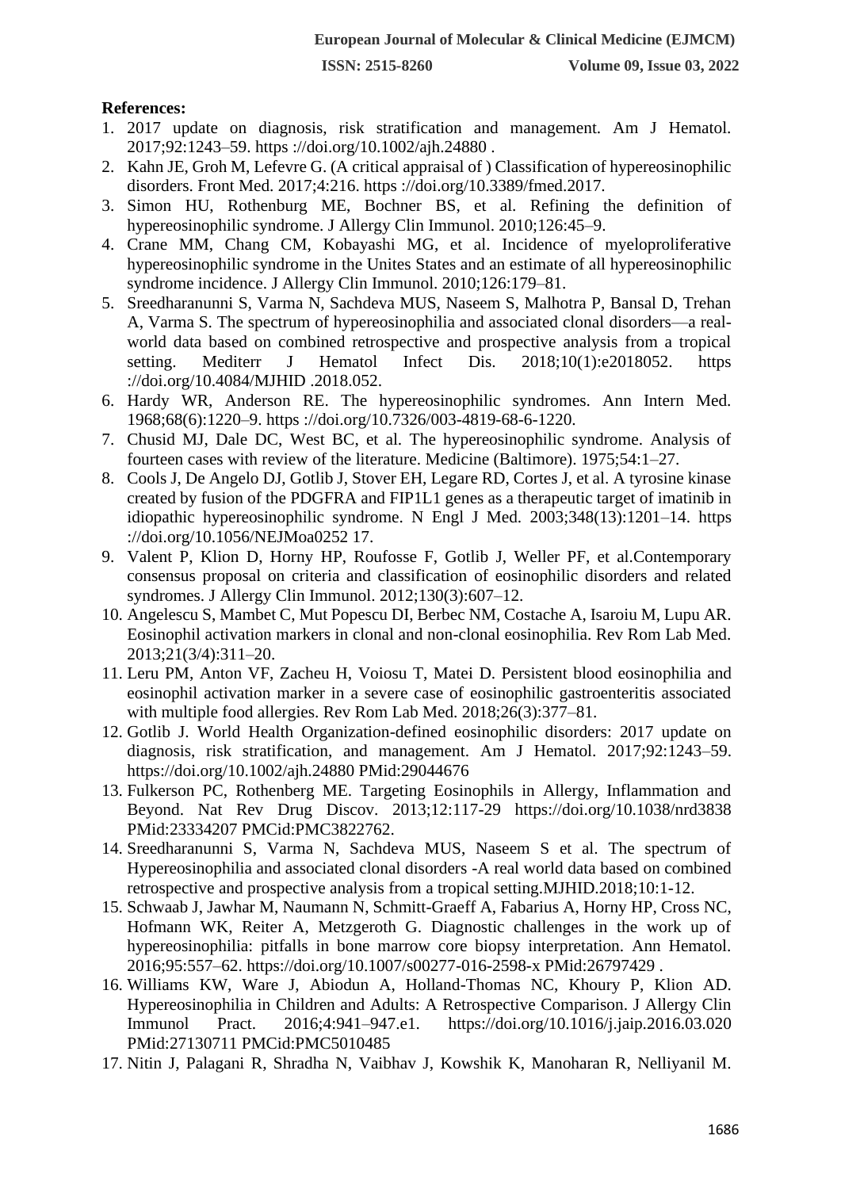**References:**

1. 2017 update on diagnosis, risk stratification and management. Am J Hematol. 2017;92:1243–59. https ://doi.org/10.1002/ajh.24880 .
2. Kahn JE, Groh M, Lefevre G. (A critical appraisal of ) Classification of hypereosinophilic disorders. Front Med. 2017;4:216. https ://doi.org/10.3389/fmed.2017.
3. Simon HU, Rothenburg ME, Bochner BS, et al. Refining the definition of hypereosinophilic syndrome. J Allergy Clin Immunol. 2010;126:45–9.
4. Crane MM, Chang CM, Kobayashi MG, et al. Incidence of myeloproliferative hypereosinophilic syndrome in the Unites States and an estimate of all hypereosinophilic syndrome incidence. J Allergy Clin Immunol. 2010;126:179–81.
5. Sreedharanunni S, Varma N, Sachdeva MUS, Naseem S, Malhotra P, Bansal D, Trehan A, Varma S. The spectrum of hypereosinophilia and associated clonal disorders—a real-world data based on combined retrospective and prospective analysis from a tropical setting. Mediterr J Hematol Infect Dis. 2018;10(1):e2018052. https ://doi.org/10.4084/MJHID .2018.052.
6. Hardy WR, Anderson RE. The hypereosinophilic syndromes. Ann Intern Med. 1968;68(6):1220–9. https ://doi.org/10.7326/003-4819-68-6-1220.
7. Chusid MJ, Dale DC, West BC, et al. The hypereosinophilic syndrome. Analysis of fourteen cases with review of the literature. Medicine (Baltimore). 1975;54:1–27.
8. Cools J, De Angelo DJ, Gotlib J, Stover EH, Legare RD, Cortes J, et al. A tyrosine kinase created by fusion of the PDGFRA and FIP1L1 genes as a therapeutic target of imatinib in idiopathic hypereosinophilic syndrome. N Engl J Med. 2003;348(13):1201–14. https ://doi.org/10.1056/NEJMoa0252 17.
9. Valent P, Klion D, Horny HP, Roufosse F, Gotlib J, Weller PF, et al.Contemporary consensus proposal on criteria and classification of eosinophilic disorders and related syndromes. J Allergy Clin Immunol. 2012;130(3):607–12.
10. Angelescu S, Mambet C, Mut Popescu DI, Berbec NM, Costache A, Isaroiu M, Lupu AR. Eosinophil activation markers in clonal and non-clonal eosinophilia. Rev Rom Lab Med. 2013;21(3/4):311–20.
11. Leru PM, Anton VF, Zacheu H, Voiosu T, Matei D. Persistent blood eosinophilia and eosinophil activation marker in a severe case of eosinophilic gastroenteritis associated with multiple food allergies. Rev Rom Lab Med. 2018;26(3):377–81.
12. Gotlib J. World Health Organization-defined eosinophilic disorders: 2017 update on diagnosis, risk stratification, and management. Am J Hematol. 2017;92:1243–59. https://doi.org/10.1002/ajh.24880 PMid:29044676
13. Fulkerson PC, Rothenberg ME. Targeting Eosinophils in Allergy, Inflammation and Beyond. Nat Rev Drug Discov. 2013;12:117-29 https://doi.org/10.1038/nrd3838 PMid:23334207 PMCid:PMC3822762.
14. Sreedharanunni S, Varma N, Sachdeva MUS, Naseem S et al. The spectrum of Hypereosinophilia and associated clonal disorders -A real world data based on combined retrospective and prospective analysis from a tropical setting.MJHID.2018;10:1-12.
15. Schwaab J, Jawhar M, Naumann N, Schmitt-Graeff A, Fabarius A, Horny HP, Cross NC, Hofmann WK, Reiter A, Metzgeroth G. Diagnostic challenges in the work up of hypereosinophilia: pitfalls in bone marrow core biopsy interpretation. Ann Hematol. 2016;95:557–62. https://doi.org/10.1007/s00277-016-2598-x PMid:26797429 .
16. Williams KW, Ware J, Abiodun A, Holland-Thomas NC, Khoury P, Klion AD. Hypereosinophilia in Children and Adults: A Retrospective Comparison. J Allergy Clin Immunol Pract. 2016;4:941–947.e1. https://doi.org/10.1016/j.jaip.2016.03.020 PMid:27130711 PMCid:PMC5010485
17. Nitin J, Palagani R, Shradha N, Vaibhav J, Kowshik K, Manoharan R, Nelliyanil M.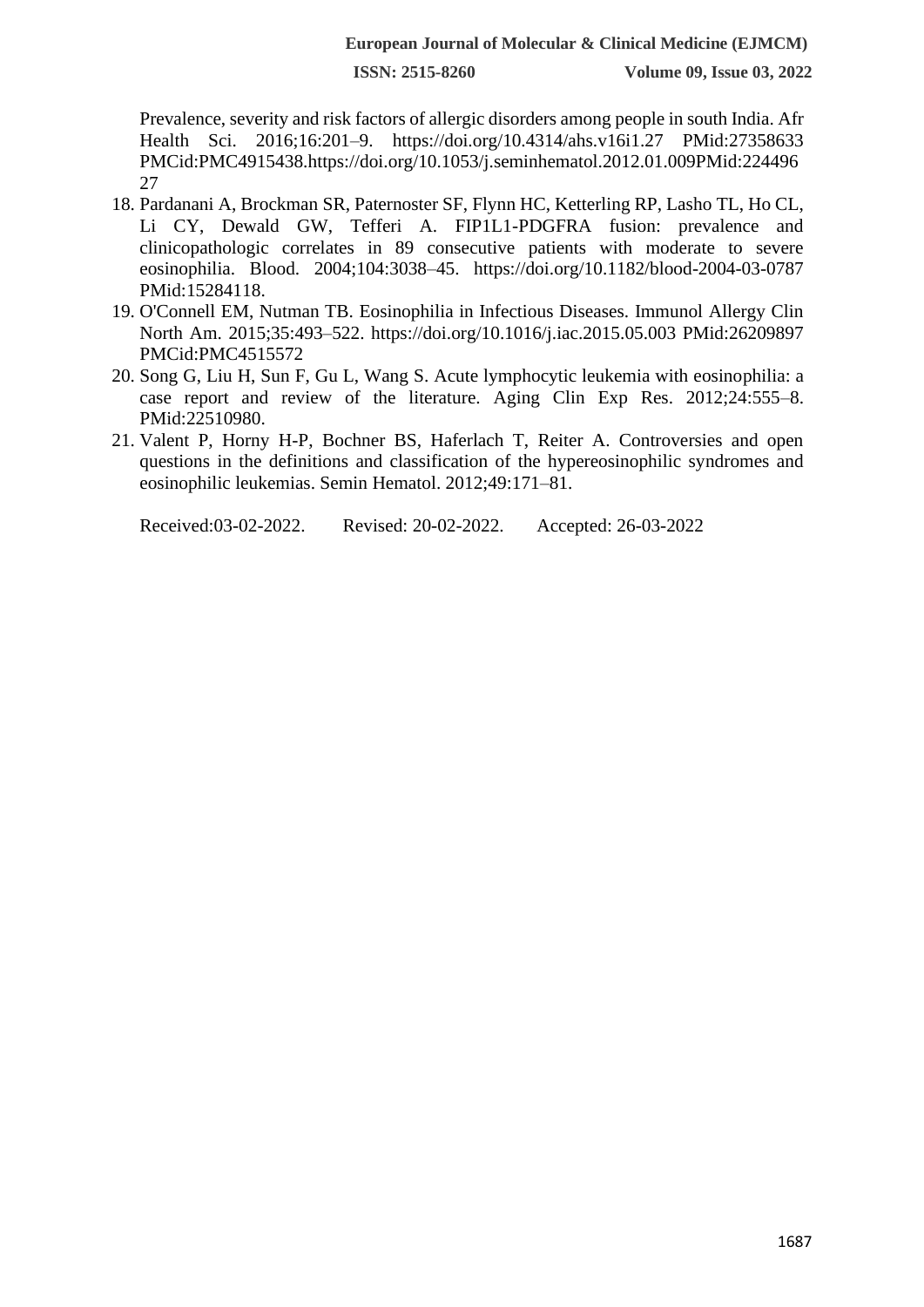Prevalence, severity and risk factors of allergic disorders among people in south India. Afr Health Sci. 2016;16:201–9. https://doi.org/10.4314/ahs.v16i1.27 PMid:27358633 PMCid:PMC4915438.https://doi.org/10.1053/j.seminhematol.2012.01.009PMid:22449627

18. Pardanani A, Brockman SR, Paternoster SF, Flynn HC, Ketterling RP, Lasho TL, Ho CL, Li CY, Dewald GW, Tefferi A. FIP1L1-PDGFRA fusion: prevalence and clinicopathologic correlates in 89 consecutive patients with moderate to severe eosinophilia. Blood. 2004;104:3038–45. https://doi.org/10.1182/blood-2004-03-0787 PMid:15284118.
19. O'Connell EM, Nutman TB. Eosinophilia in Infectious Diseases. Immunol Allergy Clin North Am. 2015;35:493–522. https://doi.org/10.1016/j.iac.2015.05.003 PMid:26209897 PMCid:PMC4515572
20. Song G, Liu H, Sun F, Gu L, Wang S. Acute lymphocytic leukemia with eosinophilia: a case report and review of the literature. Aging Clin Exp Res. 2012;24:555–8. PMid:22510980.
21. Valent P, Horny H-P, Bochner BS, Haferlach T, Reiter A. Controversies and open questions in the definitions and classification of the hypereosinophilic syndromes and eosinophilic leukemias. Semin Hematol. 2012;49:171–81.

Received:03-02-2022. Revised: 20-02-2022. Accepted: 26-03-2022